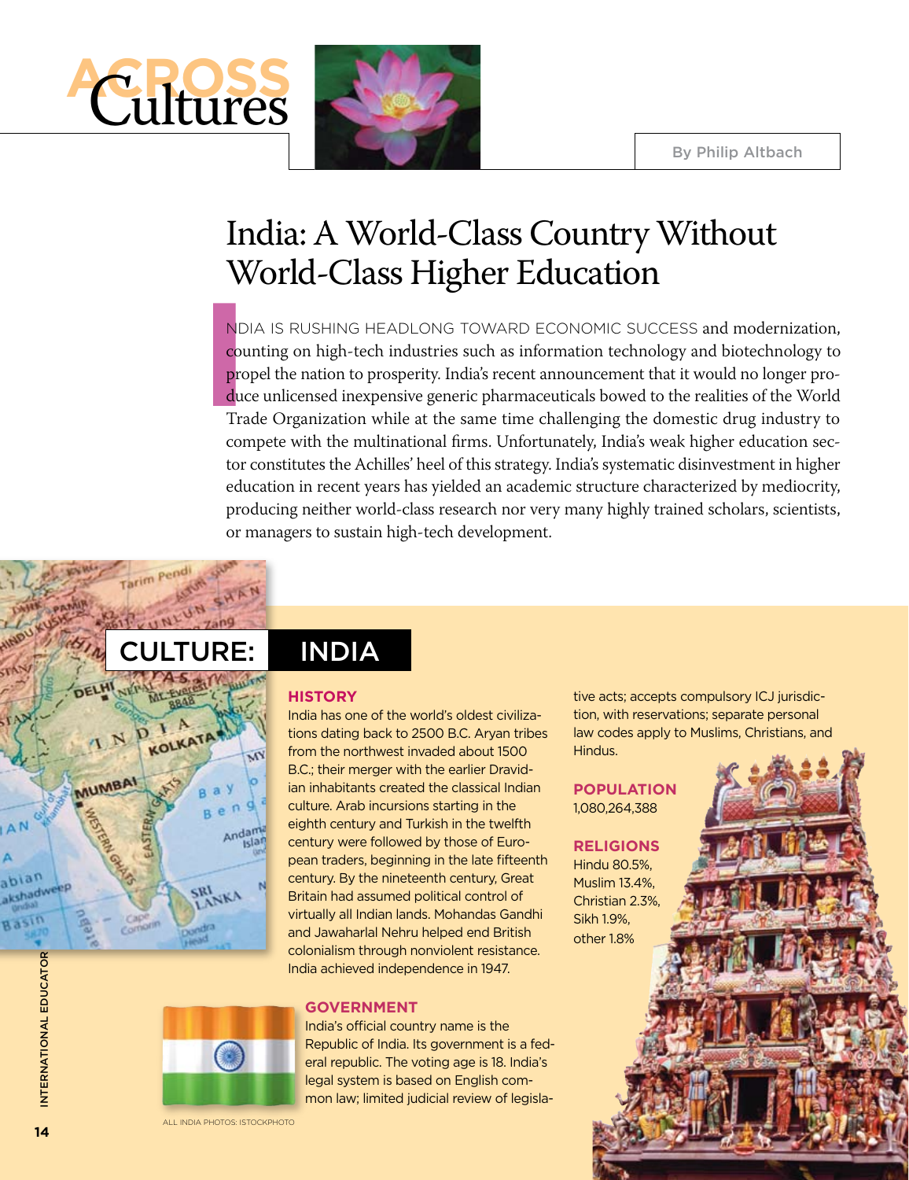# Across Cultures

By Philip Altbach

## India: A World-Class Country Without World-Class Higher Education

INDIA IS RUSHING HEADLONG TOWARD ECONOMIC SUCCESS and modernization, counting on high-tech industries such as information technology and biotechnology to propel the nation to prosperity. India's recent announcement that it would no longer produce unlicensed inexpensive generic pharmaceuticals bowed to the realities of the World Trade Organization while at the same time challenging the domestic drug industry to compete with the multinational firms. Unfortunately, India's weak higher education sector constitutes the Achilles' heel of this strategy. India's systematic disinvestment in higher education in recent years has yielded an academic structure characterized by mediocrity, producing neither world-class research nor very many highly trained scholars, scientists, or managers to sustain high-tech development.

## CULTURE: INDIA

### HISTORY

India has one of the world's oldest civilizations dating back to 2500 B.C. Aryan tribes from the northwest invaded about 1500 B.C.; their merger with the earlier Dravidian inhabitants created the classical Indian culture. Arab incursions starting in the eighth century and Turkish in the twelfth century were followed by those of European traders, beginning in the late fifteenth century. By the nineteenth century, Great Britain had assumed political control of virtually all Indian lands. Mohandas Gandhi and Jawaharlal Nehru helped end British colonialism through nonviolent resistance. India achieved independence in 1947.

### GOVERNMENT

India's official country name is the Republic of India. Its government is a federal republic. The voting age is 18. India's legal system is based on English common law; limited judicial review of legislative acts; accepts compulsory ICJ jurisdiction, with reservations; separate personal law codes apply to Muslims, Christians, and Hindus.

### POPULATION

1,080,264,388

### RELIGIONS

Hindu 80.5%, Muslim 13.4%, Christian 2.3%, Sikh 1.9%, other 1.8%

ALL INDIA PHOTOS: ISTOCKPHOTO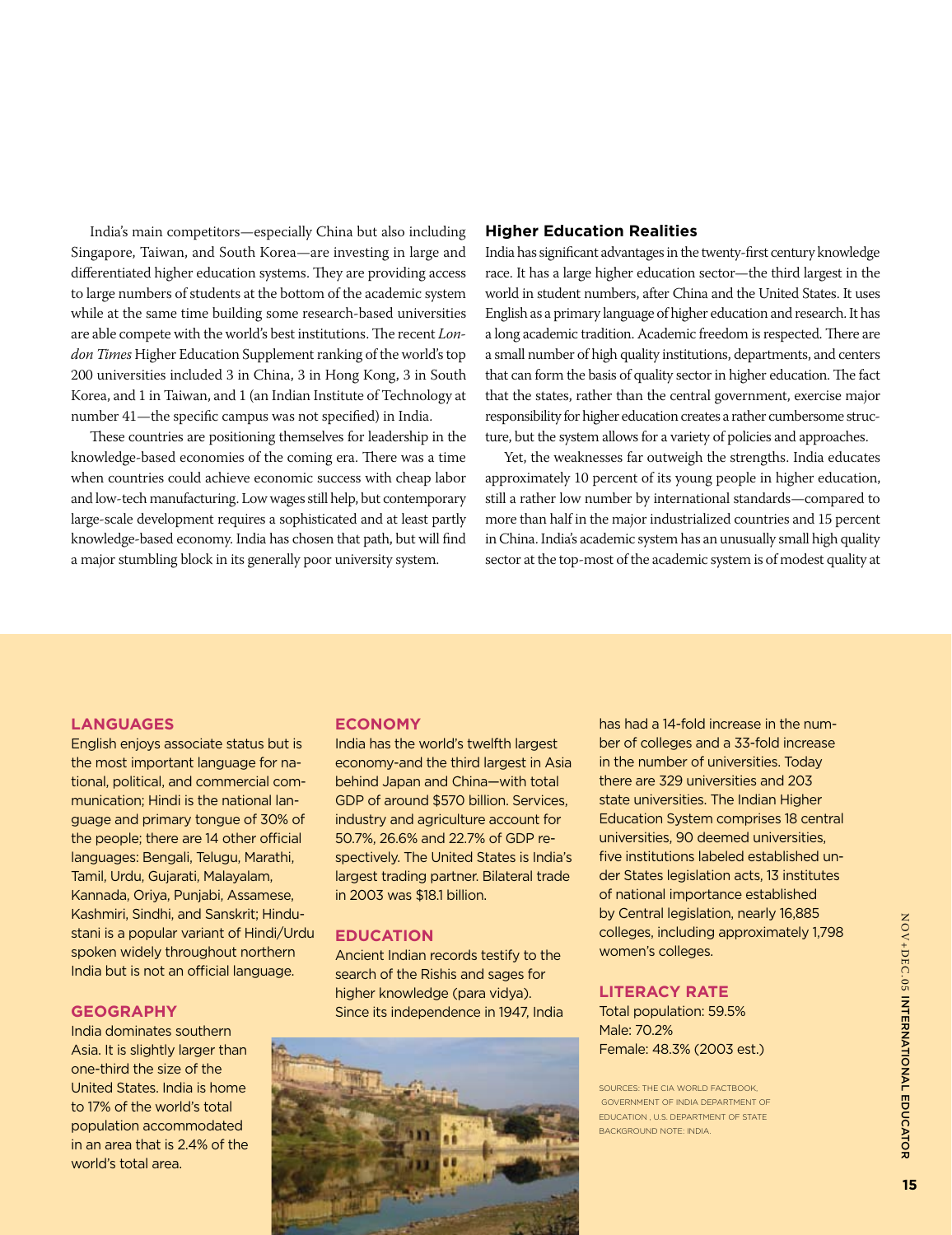India's main competitors—especially China but also including Singapore, Taiwan, and South Korea—are investing in large and differentiated higher education systems. They are providing access to large numbers of students at the bottom of the academic system while at the same time building some research-based universities are able compete with the world's best institutions. The recent *London Times* Higher Education Supplement ranking of the world's top 200 universities included 3 in China, 3 in Hong Kong, 3 in South Korea, and 1 in Taiwan, and 1 (an Indian Institute of Technology at number 41—the specific campus was not specified) in India.

These countries are positioning themselves for leadership in the knowledge-based economies of the coming era. There was a time when countries could achieve economic success with cheap labor and low-tech manufacturing. Low wages still help, but contemporary large-scale development requires a sophisticated and at least partly knowledge-based economy. India has chosen that path, but will find a major stumbling block in its generally poor university system.

## Higher Education Realities

India has significant advantages in the twenty-first century knowledge race. It has a large higher education sector—the third largest in the world in student numbers, after China and the United States. It uses English as a primary language of higher education and research. It has a long academic tradition. Academic freedom is respected. There are a small number of high quality institutions, departments, and centers that can form the basis of quality sector in higher education. The fact that the states, rather than the central government, exercise major responsibility for higher education creates a rather cumbersome structure, but the system allows for a variety of policies and approaches.

Yet, the weaknesses far outweigh the strengths. India educates approximately 10 percent of its young people in higher education, still a rather low number by international standards—compared to more than half in the major industrialized countries and 15 percent in China. India's academic system has an unusually small high quality sector at the top-most of the academic system is of modest quality at

### LANGUAGES

English enjoys associate status but is the most important language for national, political, and commercial communication; Hindi is the national language and primary tongue of 30% of the people; there are 14 other official languages: Bengali, Telugu, Marathi, Tamil, Urdu, Gujarati, Malayalam, Kannada, Oriya, Punjabi, Assamese, Kashmiri, Sindhi, and Sanskrit; Hindustani is a popular variant of Hindi/Urdu spoken widely throughout northern India but is not an official language.

### GEOGRAPHY

India dominates southern Asia. It is slightly larger than one-third the size of the United States. India is home to 17% of the world's total population accommodated in an area that is 2.4% of the world's total area.

### ECONOMY

India has the world's twelfth largest economy-and the third largest in Asia behind Japan and China—with total GDP of around $570 billion. Services, industry and agriculture account for 50.7%, 26.6% and 22.7% of GDP respectively. The United States is India's largest trading partner. Bilateral trade in 2003 was $18.1 billion.

### EDUCATION

Ancient Indian records testify to the search of the Rishis and sages for higher knowledge (para vidya). Since its independence in 1947, India has had a 14-fold increase in the number of colleges and a 33-fold increase in the number of universities. Today there are 329 universities and 203 state universities. The Indian Higher Education System comprises 18 central universities, 90 deemed universities, five institutions labeled established under States legislation acts, 13 institutes of national importance established by Central legislation, nearly 16,885 colleges, including approximately 1,798 women's colleges.

### LITERACY RATE

Total population: 59.5%
Male: 70.2%
Female: 48.3% (2003 est.)

SOURCES: THE CIA WORLD FACTBOOK, GOVERNMENT OF INDIA DEPARTMENT OF EDUCATION , U.S. DEPARTMENT OF STATE BACKGROUND NOTE: INDIA.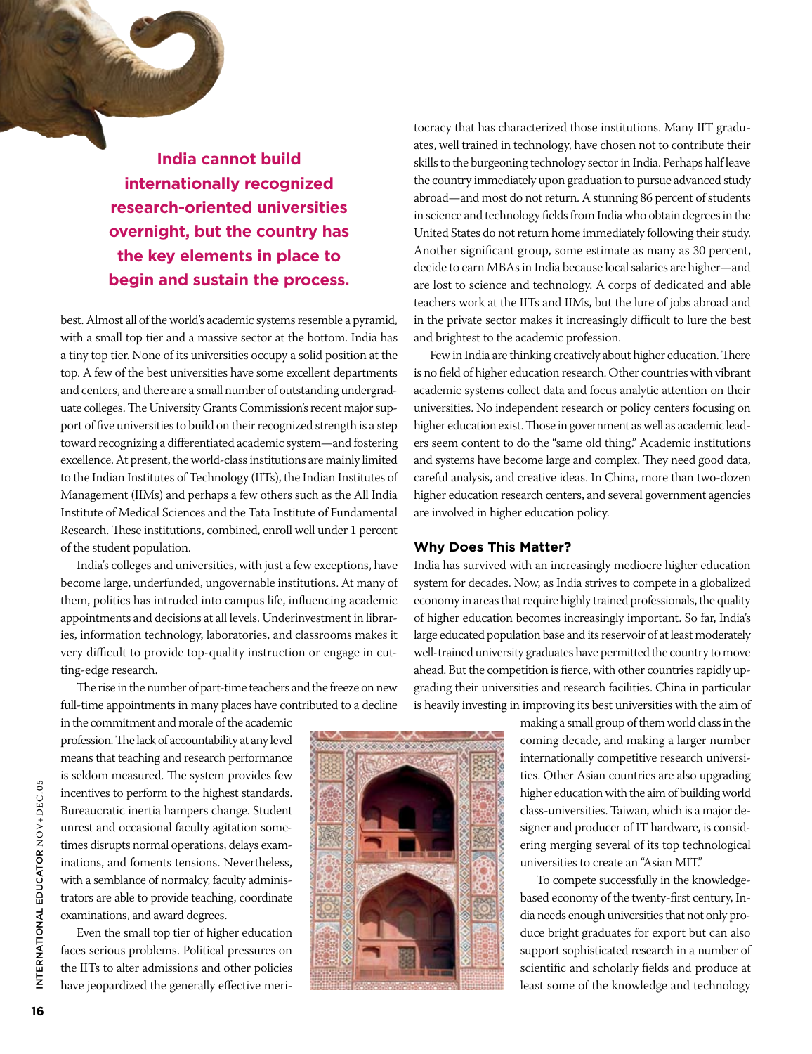**India cannot build internationally recognized research-oriented universities overnight, but the country has the key elements in place to begin and sustain the process.**

best. Almost all of the world's academic systems resemble a pyramid, with a small top tier and a massive sector at the bottom. India has a tiny top tier. None of its universities occupy a solid position at the top. A few of the best universities have some excellent departments and centers, and there are a small number of outstanding undergraduate colleges. The University Grants Commission's recent major support of five universities to build on their recognized strength is a step toward recognizing a differentiated academic system—and fostering excellence. At present, the world-class institutions are mainly limited to the Indian Institutes of Technology (IITs), the Indian Institutes of Management (IIMs) and perhaps a few others such as the All India Institute of Medical Sciences and the Tata Institute of Fundamental Research. These institutions, combined, enroll well under 1 percent of the student population.

India's colleges and universities, with just a few exceptions, have become large, underfunded, ungovernable institutions. At many of them, politics has intruded into campus life, influencing academic appointments and decisions at all levels. Underinvestment in libraries, information technology, laboratories, and classrooms makes it very difficult to provide top-quality instruction or engage in cutting-edge research.

The rise in the number of part-time teachers and the freeze on new full-time appointments in many places have contributed to a decline in the commitment and morale of the academic profession. The lack of accountability at any level means that teaching and research performance is seldom measured. The system provides few incentives to perform to the highest standards. Bureaucratic inertia hampers change. Student unrest and occasional faculty agitation sometimes disrupts normal operations, delays examinations, and foments tensions. Nevertheless, with a semblance of normalcy, faculty administrators are able to provide teaching, coordinate examinations, and award degrees.

Even the small top tier of higher education faces serious problems. Political pressures on the IITs to alter admissions and other policies have jeopardized the generally effective meritocracy that has characterized those institutions. Many IIT graduates, well trained in technology, have chosen not to contribute their skills to the burgeoning technology sector in India. Perhaps half leave the country immediately upon graduation to pursue advanced study abroad—and most do not return. A stunning 86 percent of students in science and technology fields from India who obtain degrees in the United States do not return home immediately following their study. Another significant group, some estimate as many as 30 percent, decide to earn MBAs in India because local salaries are higher—and are lost to science and technology. A corps of dedicated and able teachers work at the IITs and IIMs, but the lure of jobs abroad and in the private sector makes it increasingly difficult to lure the best and brightest to the academic profession.

Few in India are thinking creatively about higher education. There is no field of higher education research. Other countries with vibrant academic systems collect data and focus analytic attention on their universities. No independent research or policy centers focusing on higher education exist. Those in government as well as academic leaders seem content to do the "same old thing." Academic institutions and systems have become large and complex. They need good data, careful analysis, and creative ideas. In China, more than two-dozen higher education research centers, and several government agencies are involved in higher education policy.

## Why Does This Matter?

India has survived with an increasingly mediocre higher education system for decades. Now, as India strives to compete in a globalized economy in areas that require highly trained professionals, the quality of higher education becomes increasingly important. So far, India's large educated population base and its reservoir of at least moderately well-trained university graduates have permitted the country to move ahead. But the competition is fierce, with other countries rapidly upgrading their universities and research facilities. China in particular is heavily investing in improving its best universities with the aim of making a small group of them world class in the coming decade, and making a larger number internationally competitive research universities. Other Asian countries are also upgrading higher education with the aim of building world class-universities. Taiwan, which is a major designer and producer of IT hardware, is considering merging several of its top technological universities to create an "Asian MIT."

To compete successfully in the knowledge-based economy of the twenty-first century, India needs enough universities that not only produce bright graduates for export but can also support sophisticated research in a number of scientific and scholarly fields and produce at least some of the knowledge and technology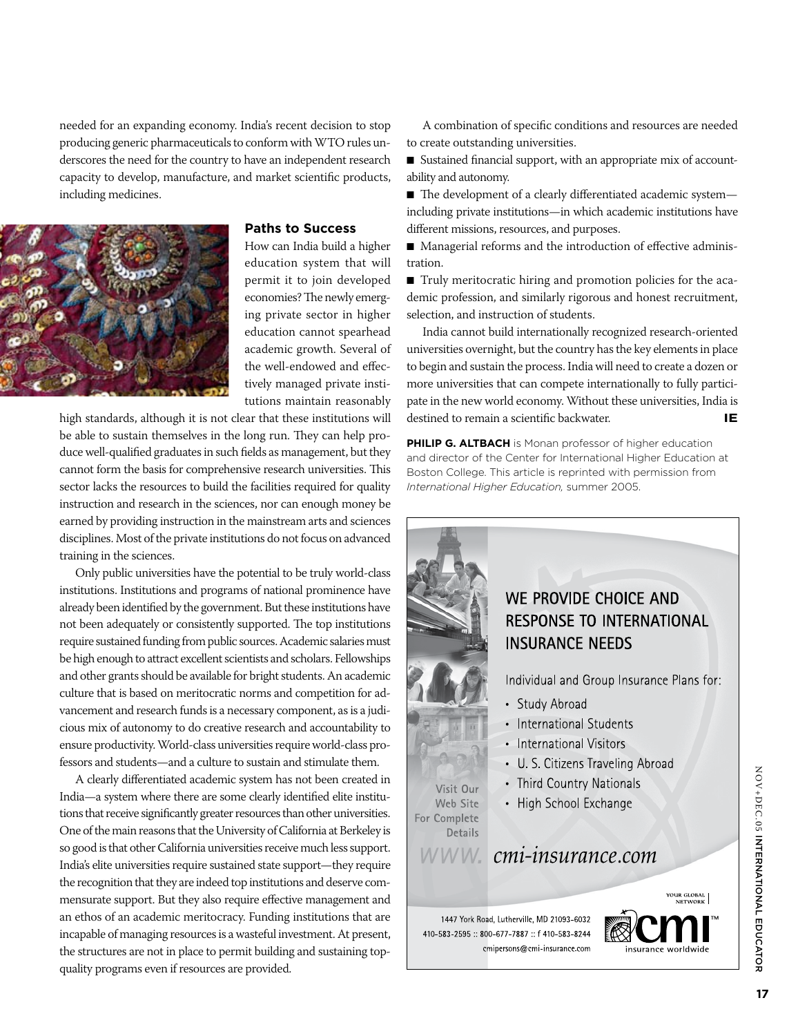needed for an expanding economy. India's recent decision to stop producing generic pharmaceuticals to conform with WTO rules underscores the need for the country to have an independent research capacity to develop, manufacture, and market scientific products, including medicines.

### Paths to Success

How can India build a higher education system that will permit it to join developed economies? The newly emerging private sector in higher education cannot spearhead academic growth. Several of the well-endowed and effectively managed private institutions maintain reasonably high standards, although it is not clear that these institutions will be able to sustain themselves in the long run. They can help produce well-qualified graduates in such fields as management, but they cannot form the basis for comprehensive research universities. This sector lacks the resources to build the facilities required for quality instruction and research in the sciences, nor can enough money be earned by providing instruction in the mainstream arts and sciences disciplines. Most of the private institutions do not focus on advanced training in the sciences.

Only public universities have the potential to be truly world-class institutions. Institutions and programs of national prominence have already been identified by the government. But these institutions have not been adequately or consistently supported. The top institutions require sustained funding from public sources. Academic salaries must be high enough to attract excellent scientists and scholars. Fellowships and other grants should be available for bright students. An academic culture that is based on meritocratic norms and competition for advancement and research funds is a necessary component, as is a judicious mix of autonomy to do creative research and accountability to ensure productivity. World-class universities require world-class professors and students—and a culture to sustain and stimulate them.

A clearly differentiated academic system has not been created in India—a system where there are some clearly identified elite institutions that receive significantly greater resources than other universities. One of the main reasons that the University of California at Berkeley is so good is that other California universities receive much less support. India's elite universities require sustained state support—they require the recognition that they are indeed top institutions and deserve commensurate support. But they also require effective management and an ethos of an academic meritocracy. Funding institutions that are incapable of managing resources is a wasteful investment. At present, the structures are not in place to permit building and sustaining top-quality programs even if resources are provided.

A combination of specific conditions and resources are needed to create outstanding universities.

- Sustained financial support, with an appropriate mix of accountability and autonomy.
- The development of a clearly differentiated academic system—including private institutions—in which academic institutions have different missions, resources, and purposes.
- Managerial reforms and the introduction of effective administration.
- Truly meritocratic hiring and promotion policies for the academic profession, and similarly rigorous and honest recruitment, selection, and instruction of students.

India cannot build internationally recognized research-oriented universities overnight, but the country has the key elements in place to begin and sustain the process. India will need to create a dozen or more universities that can compete internationally to fully participate in the new world economy. Without these universities, India is destined to remain a scientific backwater. **IE**

**PHILIP G. ALTBACH** is Monan professor of higher education and director of the Center for International Higher Education at Boston College. This article is reprinted with permission from *International Higher Education*, summer 2005.

WE PROVIDE CHOICE AND RESPONSE TO INTERNATIONAL INSURANCE NEEDS

Individual and Group Insurance Plans for:

- Study Abroad
- International Students
- International Visitors
- U. S. Citizens Traveling Abroad
- Third Country Nationals
- High School Exchange

Visit Our Web Site For Complete Details

www. cmi-insurance.com

1447 York Road, Lutherville, MD 21093-6032
410-583-2595 :: 800-677-7887 :: f 410-583-8244
cmipersons@cmi-insurance.com

YOUR GLOBAL NETWORK cmi insurance worldwide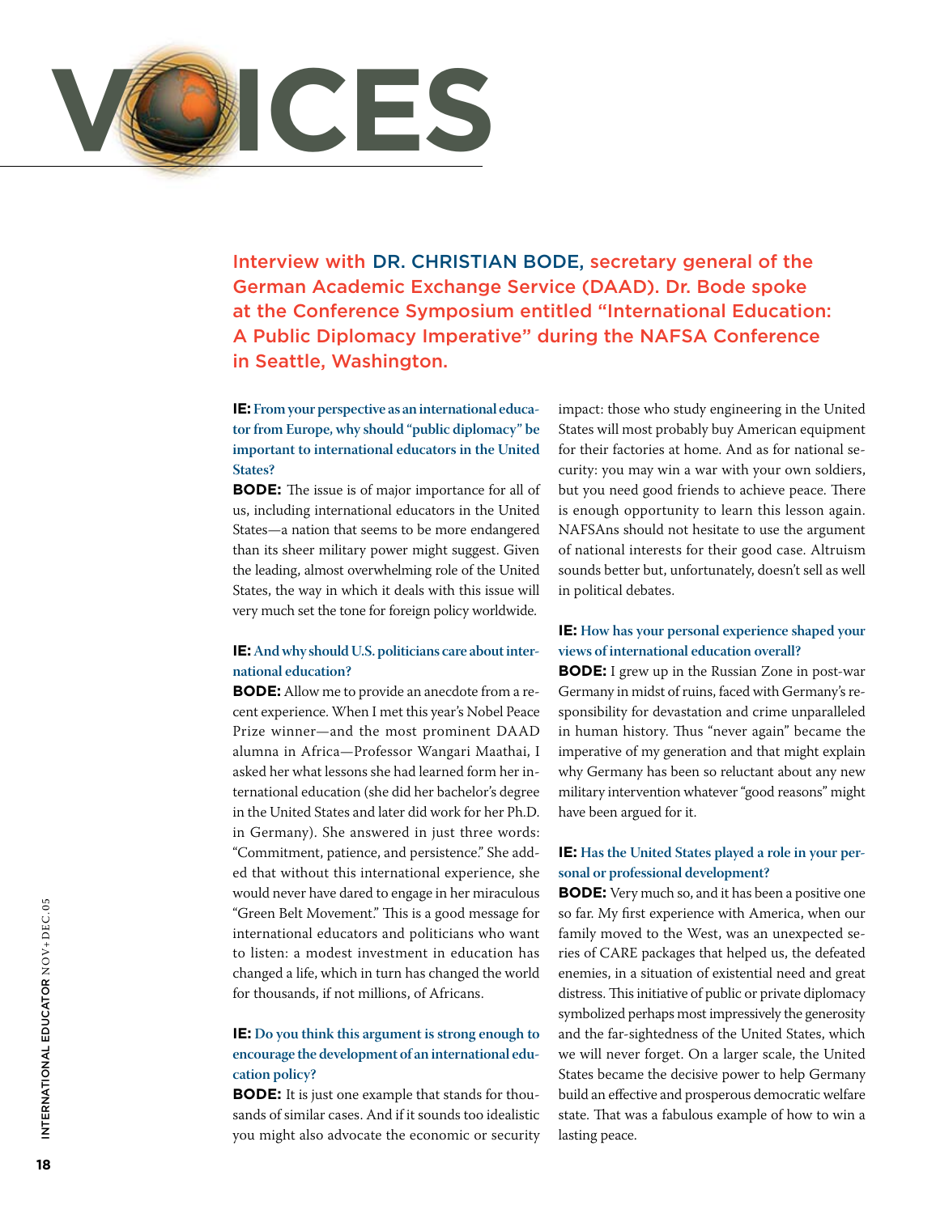# VOICES

Interview with DR. CHRISTIAN BODE, secretary general of the German Academic Exchange Service (DAAD). Dr. Bode spoke at the Conference Symposium entitled "International Education: A Public Diplomacy Imperative" during the NAFSA Conference in Seattle, Washington.

**IE: From your perspective as an international educator from Europe, why should "public diplomacy" be important to international educators in the United States?**

**BODE:** The issue is of major importance for all of us, including international educators in the United States—a nation that seems to be more endangered than its sheer military power might suggest. Given the leading, almost overwhelming role of the United States, the way in which it deals with this issue will very much set the tone for foreign policy worldwide.

**IE: And why should U.S. politicians care about international education?**

**BODE:** Allow me to provide an anecdote from a recent experience. When I met this year's Nobel Peace Prize winner—and the most prominent DAAD alumna in Africa—Professor Wangari Maathai, I asked her what lessons she had learned form her international education (she did her bachelor's degree in the United States and later did work for her Ph.D. in Germany). She answered in just three words: "Commitment, patience, and persistence." She added that without this international experience, she would never have dared to engage in her miraculous "Green Belt Movement." This is a good message for international educators and politicians who want to listen: a modest investment in education has changed a life, which in turn has changed the world for thousands, if not millions, of Africans.

**IE: Do you think this argument is strong enough to encourage the development of an international education policy?**

**BODE:** It is just one example that stands for thousands of similar cases. And if it sounds too idealistic you might also advocate the economic or security impact: those who study engineering in the United States will most probably buy American equipment for their factories at home. And as for national security: you may win a war with your own soldiers, but you need good friends to achieve peace. There is enough opportunity to learn this lesson again. NAFSAns should not hesitate to use the argument of national interests for their good case. Altruism sounds better but, unfortunately, doesn't sell as well in political debates.

**IE: How has your personal experience shaped your views of international education overall?**

**BODE:** I grew up in the Russian Zone in post-war Germany in midst of ruins, faced with Germany's responsibility for devastation and crime unparalleled in human history. Thus "never again" became the imperative of my generation and that might explain why Germany has been so reluctant about any new military intervention whatever "good reasons" might have been argued for it.

**IE: Has the United States played a role in your personal or professional development?**

**BODE:** Very much so, and it has been a positive one so far. My first experience with America, when our family moved to the West, was an unexpected series of CARE packages that helped us, the defeated enemies, in a situation of existential need and great distress. This initiative of public or private diplomacy symbolized perhaps most impressively the generosity and the far-sightedness of the United States, which we will never forget. On a larger scale, the United States became the decisive power to help Germany build an effective and prosperous democratic welfare state. That was a fabulous example of how to win a lasting peace.